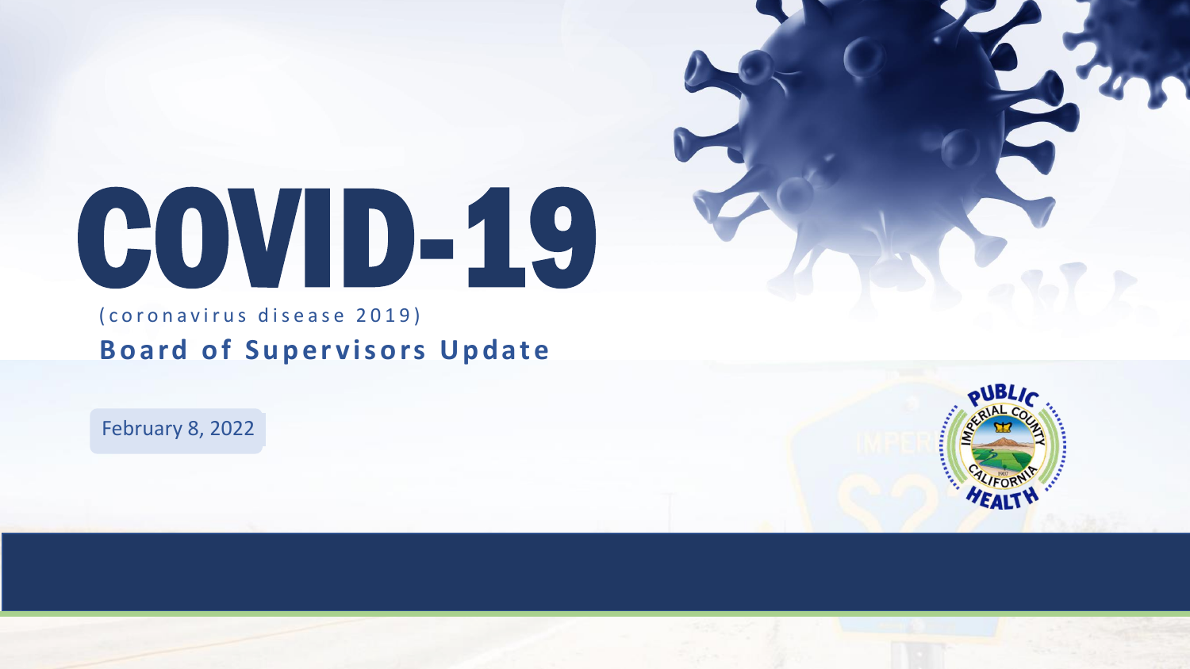# COVID-19

(coronavirus disease 2019)

**Board of Supervisors Update**

February 8, 2022

PUBLIC HEALTH
IMPERIAL COUNTY
CALIFORNIA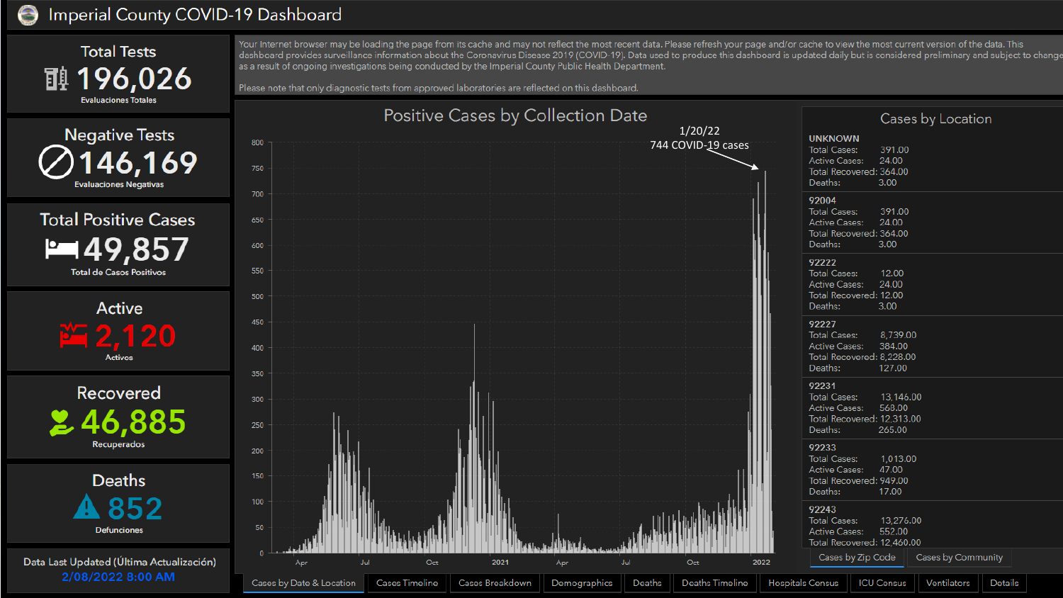# Imperial County COVID-19 Dashboard

**Total Tests**
196,026
Evaluaciones Totales

**Negative Tests**
146,169
Evaluaciones Negativas

**Total Positive Cases**
49,857
Total de Casos Positivos

**Active**
2,120
Activos

**Recovered**
46,885
Recuperados

**Deaths**
852
Defunciones

Data Last Updated (Última Actualización)
2/08/2022 8:00 AM

Your Internet browser may be loading the page from its cache and may not reflect the most recent data. Please refresh your page and/or cache to view the most current version of the data. This dashboard provides surveillance information about the Coronavirus Disease 2019 (COVID-19). Data used to produce this dashboard is updated daily but is considered preliminary and subject to change as a result of ongoing investigations being conducted by the Imperial County Public Health Department.

Please note that only diagnostic tests from approved laboratories are reflected on this dashboard.

## Positive Cases by Collection Date

1/20/22
744 COVID-19 cases

## Cases by Location

| Location | Total Cases | Active Cases | Total Recovered | Deaths |
|---|---|---|---|---|
| UNKNOWN | 391.00 | 24.00 | 364.00 | 3.00 |
| 92004 | 391.00 | 24.00 | 364.00 | 3.00 |
| 92222 | 12.00 | 24.00 | 12.00 | 3.00 |
| 92227 | 8,739.00 | 384.00 | 8,228.00 | 127.00 |
| 92231 | 13,146.00 | 568.00 | 12,313.00 | 265.00 |
| 92233 | 1,013.00 | 47.00 | 949.00 | 17.00 |
| 92243 | 13,276.00 | 552.00 | 12,460.00 | |

Cases by Zip Code | Cases by Community

Cases by Date & Location | Cases Timeline | Cases Breakdown | Demographics | Deaths | Deaths Timeline | Hospitals Census | ICU Census | Ventilators | Details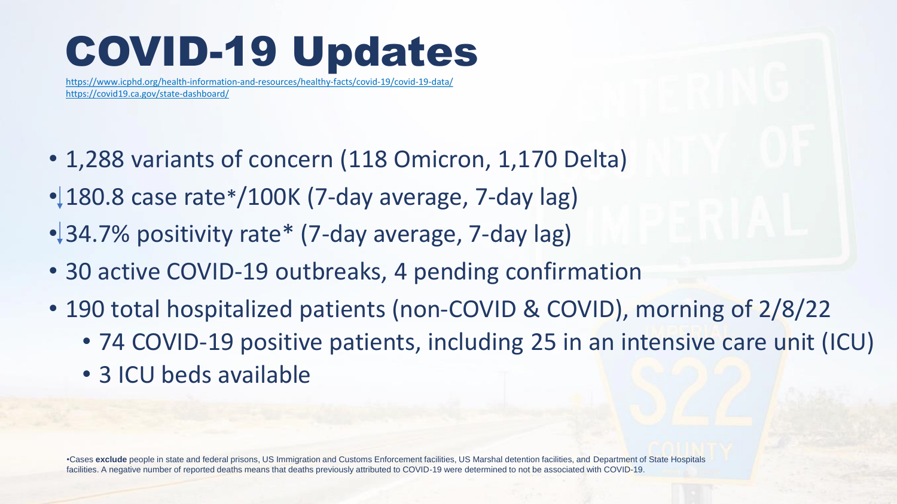# COVID-19 Updates

https://www.icphd.org/health-information-and-resources/healthy-facts/covid-19/covid-19-data/
https://covid19.ca.gov/state-dashboard/

- 1,288 variants of concern (118 Omicron, 1,170 Delta)
- ↓180.8 case rate*/100K (7-day average, 7-day lag)
- ↓34.7% positivity rate* (7-day average, 7-day lag)
- 30 active COVID-19 outbreaks, 4 pending confirmation
- 190 total hospitalized patients (non-COVID & COVID), morning of 2/8/22
  - 74 COVID-19 positive patients, including 25 in an intensive care unit (ICU)
  - 3 ICU beds available

•Cases **exclude** people in state and federal prisons, US Immigration and Customs Enforcement facilities, US Marshal detention facilities, and Department of State Hospitals facilities. A negative number of reported deaths means that deaths previously attributed to COVID-19 were determined to not be associated with COVID-19.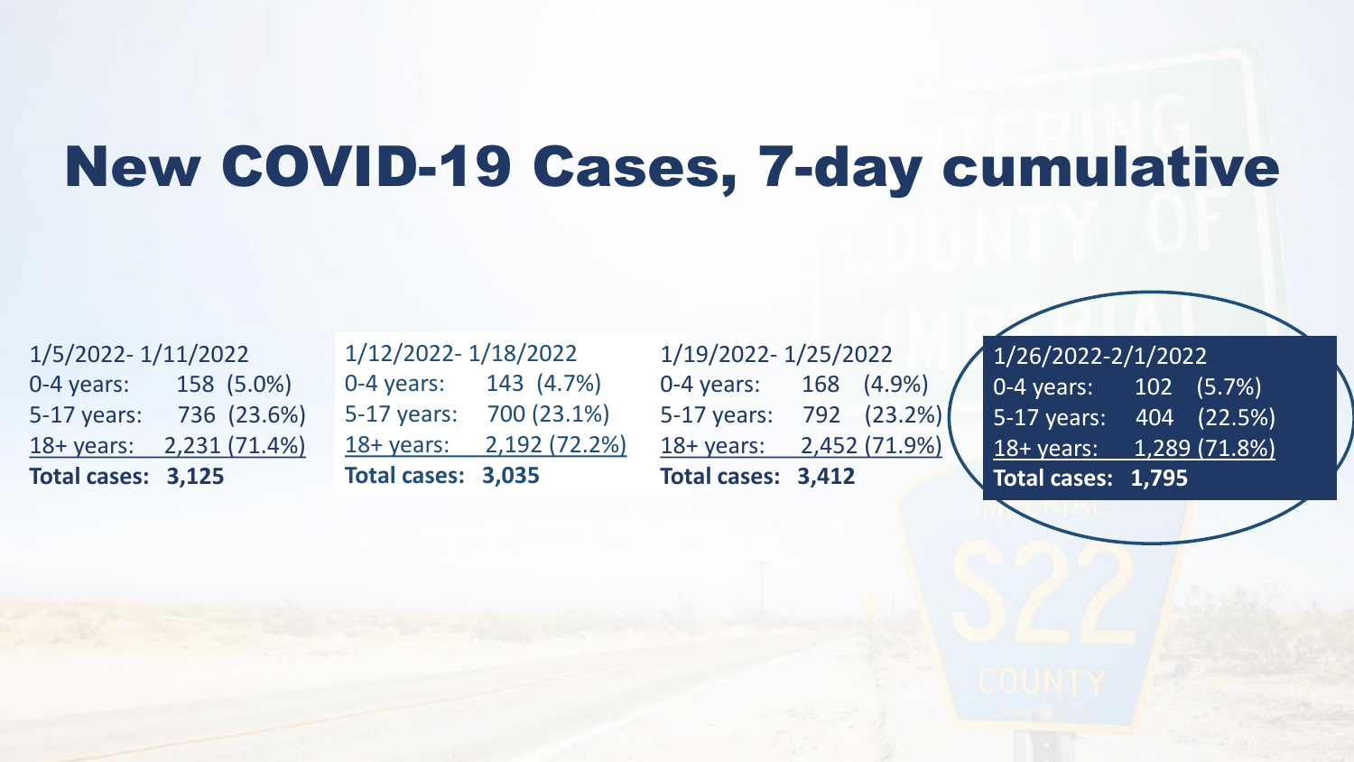# New COVID-19 Cases, 7-day cumulative

1/5/2022- 1/11/2022
0-4 years: 158 (5.0%)
5-17 years: 736 (23.6%)
18+ years: 2,231 (71.4%)
**Total cases: 3,125**

1/12/2022- 1/18/2022
0-4 years: 143 (4.7%)
5-17 years: 700 (23.1%)
18+ years: 2,192 (72.2%)
**Total cases: 3,035**

1/19/2022- 1/25/2022
0-4 years: 168 (4.9%)
5-17 years: 792 (23.2%)
18+ years: 2,452 (71.9%)
**Total cases: 3,412**

1/26/2022-2/1/2022
0-4 years: 102 (5.7%)
5-17 years: 404 (22.5%)
18+ years: 1,289 (71.8%)
**Total cases: 1,795**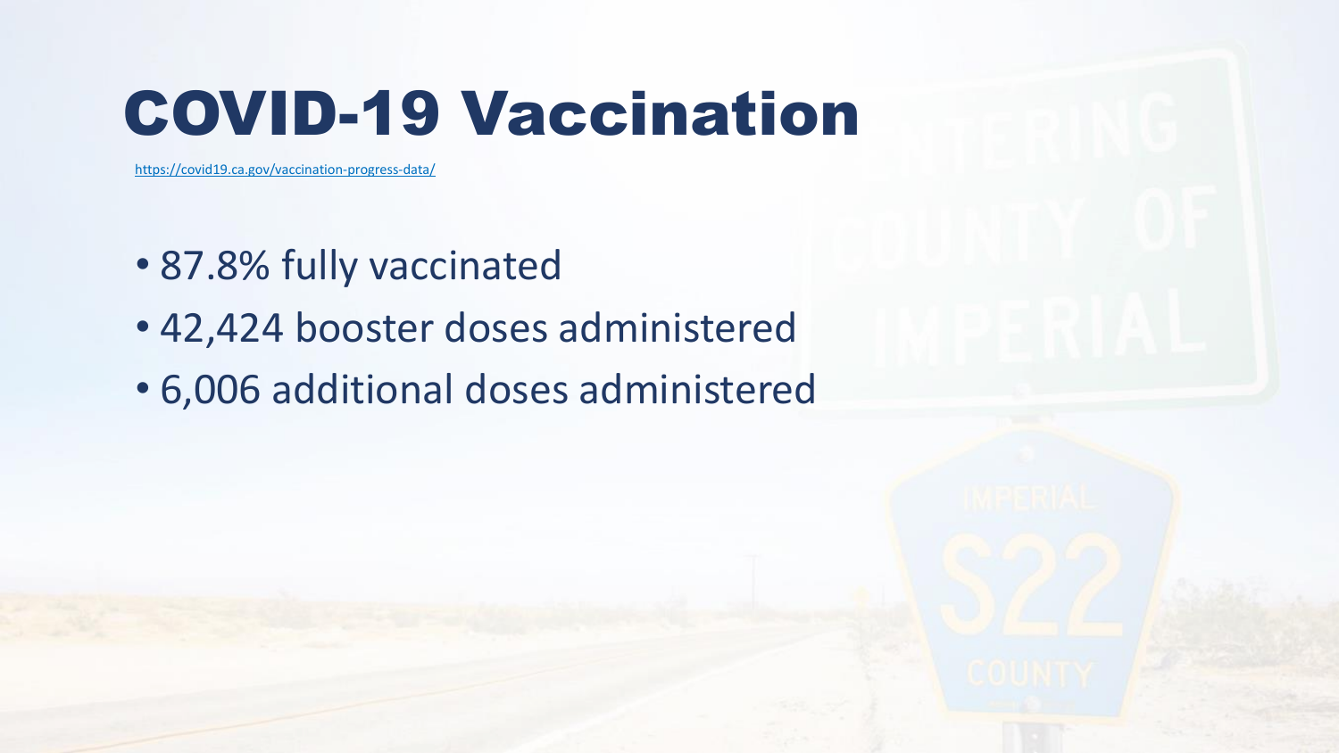# COVID-19 Vaccination

https://covid19.ca.gov/vaccination-progress-data/

- 87.8% fully vaccinated
- 42,424 booster doses administered
- 6,006 additional doses administered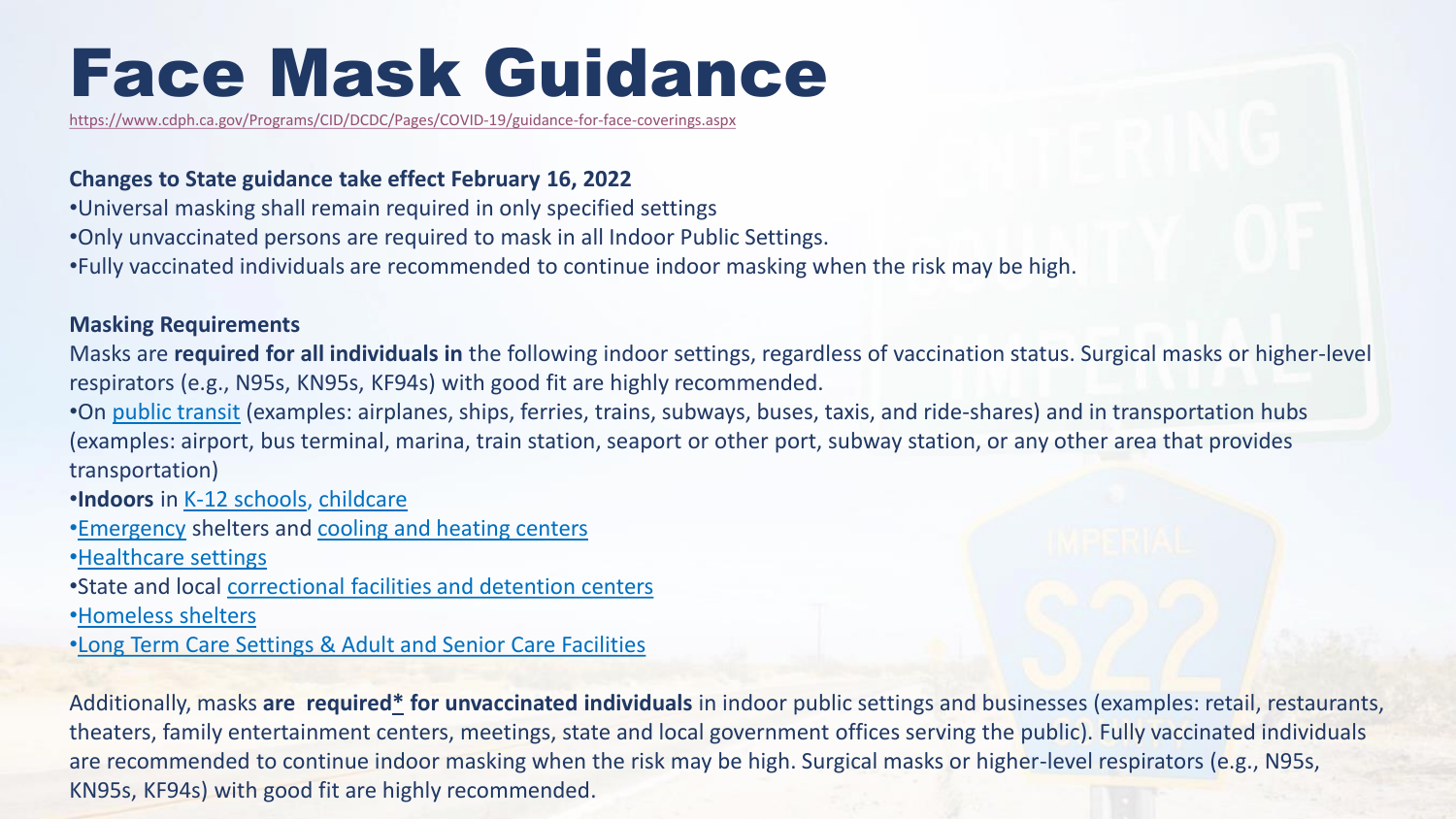# Face Mask Guidance

https://www.cdph.ca.gov/Programs/CID/DCDC/Pages/COVID-19/guidance-for-face-coverings.aspx

**Changes to State guidance take effect February 16, 2022**

- Universal masking shall remain required in only specified settings
- Only unvaccinated persons are required to mask in all Indoor Public Settings.
- Fully vaccinated individuals are recommended to continue indoor masking when the risk may be high.

**Masking Requirements**

Masks are **required for all individuals in** the following indoor settings, regardless of vaccination status. Surgical masks or higher-level respirators (e.g., N95s, KN95s, KF94s) with good fit are highly recommended.

- On public transit (examples: airplanes, ships, ferries, trains, subways, buses, taxis, and ride-shares) and in transportation hubs (examples: airport, bus terminal, marina, train station, seaport or other port, subway station, or any other area that provides transportation)
- **Indoors** in K-12 schools, childcare
- Emergency shelters and cooling and heating centers
- Healthcare settings
- State and local correctional facilities and detention centers
- Homeless shelters
- Long Term Care Settings & Adult and Senior Care Facilities

Additionally, masks **are required* for unvaccinated individuals** in indoor public settings and businesses (examples: retail, restaurants, theaters, family entertainment centers, meetings, state and local government offices serving the public). Fully vaccinated individuals are recommended to continue indoor masking when the risk may be high. Surgical masks or higher-level respirators (e.g., N95s, KN95s, KF94s) with good fit are highly recommended.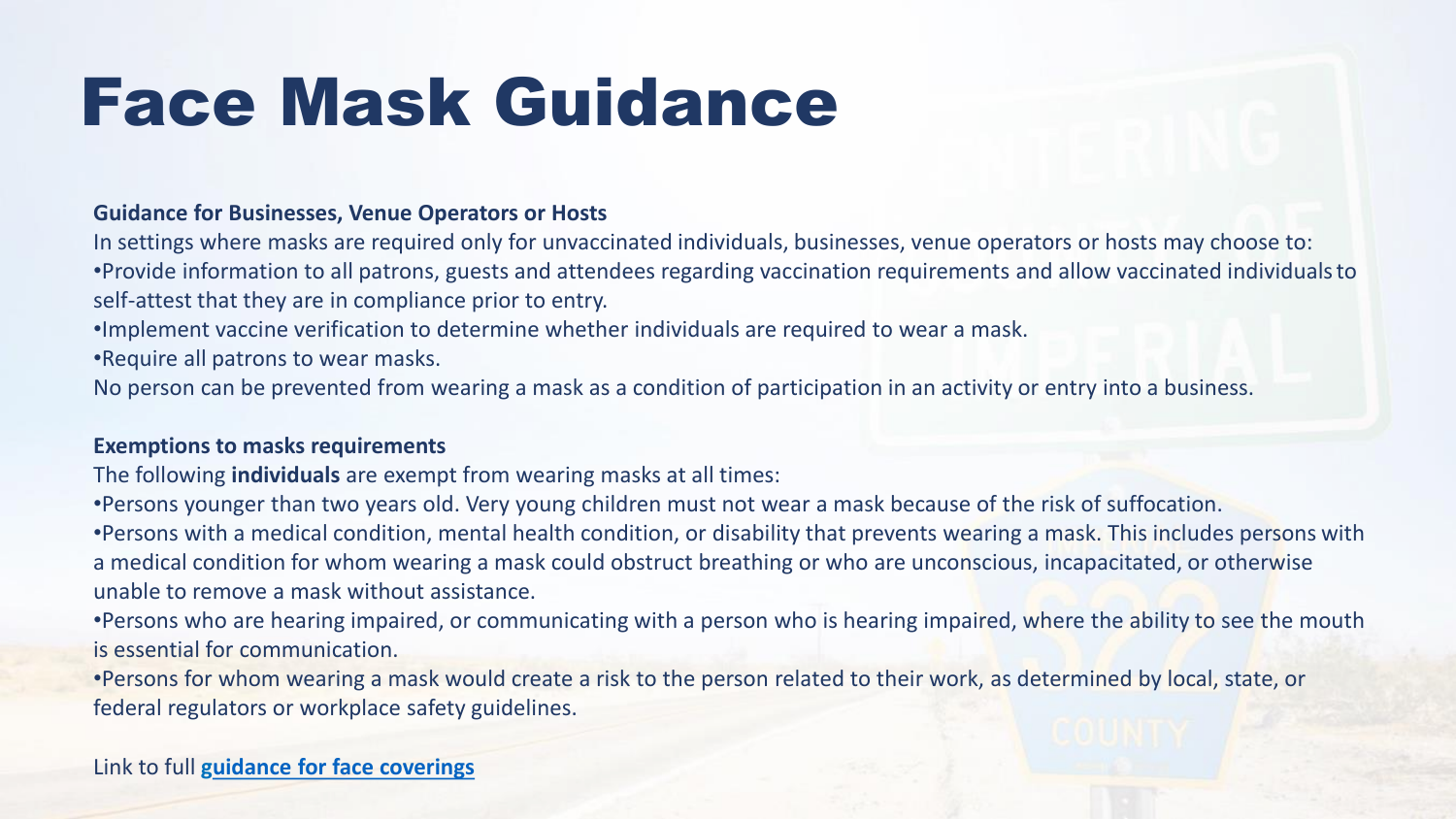# Face Mask Guidance

**Guidance for Businesses, Venue Operators or Hosts**

In settings where masks are required only for unvaccinated individuals, businesses, venue operators or hosts may choose to:

- Provide information to all patrons, guests and attendees regarding vaccination requirements and allow vaccinated individuals to self-attest that they are in compliance prior to entry.
- Implement vaccine verification to determine whether individuals are required to wear a mask.
- Require all patrons to wear masks.

No person can be prevented from wearing a mask as a condition of participation in an activity or entry into a business.

**Exemptions to masks requirements**

The following **individuals** are exempt from wearing masks at all times:

- Persons younger than two years old. Very young children must not wear a mask because of the risk of suffocation.
- Persons with a medical condition, mental health condition, or disability that prevents wearing a mask. This includes persons with a medical condition for whom wearing a mask could obstruct breathing or who are unconscious, incapacitated, or otherwise unable to remove a mask without assistance.
- Persons who are hearing impaired, or communicating with a person who is hearing impaired, where the ability to see the mouth is essential for communication.
- Persons for whom wearing a mask would create a risk to the person related to their work, as determined by local, state, or federal regulators or workplace safety guidelines.

Link to full **guidance for face coverings**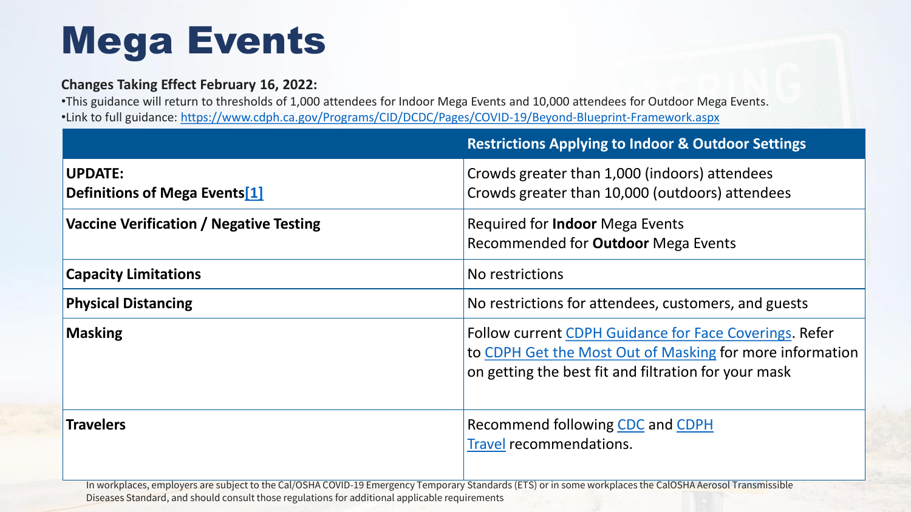# Mega Events

**Changes Taking Effect February 16, 2022:**

- This guidance will return to thresholds of 1,000 attendees for Indoor Mega Events and 10,000 attendees for Outdoor Mega Events.
- Link to full guidance: https://www.cdph.ca.gov/Programs/CID/DCDC/Pages/COVID-19/Beyond-Blueprint-Framework.aspx

| | Restrictions Applying to Indoor & Outdoor Settings |
| --- | --- |
| **UPDATE:** **Definitions of Mega Events[1]** | Crowds greater than 1,000 (indoors) attendees Crowds greater than 10,000 (outdoors) attendees |
| **Vaccine Verification / Negative Testing** | Required for **Indoor** Mega Events Recommended for **Outdoor** Mega Events |
| **Capacity Limitations** | No restrictions |
| **Physical Distancing** | No restrictions for attendees, customers, and guests |
| **Masking** | Follow current CDPH Guidance for Face Coverings. Refer to CDPH Get the Most Out of Masking for more information on getting the best fit and filtration for your mask |
| **Travelers** | Recommend following CDC and CDPH Travel recommendations. |

In workplaces, employers are subject to the Cal/OSHA COVID-19 Emergency Temporary Standards (ETS) or in some workplaces the CalOSHA Aerosol Transmissible Diseases Standard, and should consult those regulations for additional applicable requirements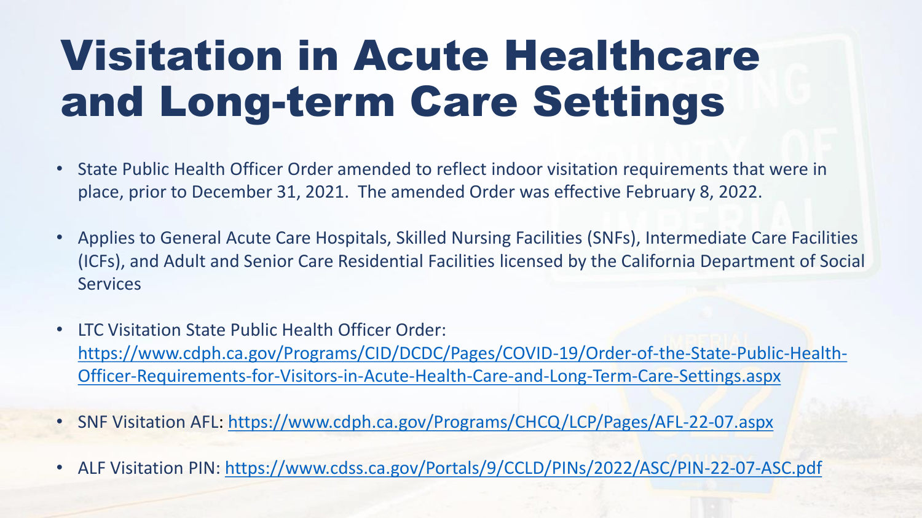# Visitation in Acute Healthcare and Long-term Care Settings

- State Public Health Officer Order amended to reflect indoor visitation requirements that were in place, prior to December 31, 2021. The amended Order was effective February 8, 2022.
- Applies to General Acute Care Hospitals, Skilled Nursing Facilities (SNFs), Intermediate Care Facilities (ICFs), and Adult and Senior Care Residential Facilities licensed by the California Department of Social Services
- LTC Visitation State Public Health Officer Order: [https://www.cdph.ca.gov/Programs/CID/DCDC/Pages/COVID-19/Order-of-the-State-Public-Health-Officer-Requirements-for-Visitors-in-Acute-Health-Care-and-Long-Term-Care-Settings.aspx](https://www.cdph.ca.gov/Programs/CID/DCDC/Pages/COVID-19/Order-of-the-State-Public-Health-Officer-Requirements-for-Visitors-in-Acute-Health-Care-and-Long-Term-Care-Settings.aspx)
- SNF Visitation AFL: [https://www.cdph.ca.gov/Programs/CHCQ/LCP/Pages/AFL-22-07.aspx](https://www.cdph.ca.gov/Programs/CHCQ/LCP/Pages/AFL-22-07.aspx)
- ALF Visitation PIN: [https://www.cdss.ca.gov/Portals/9/CCLD/PINs/2022/ASC/PIN-22-07-ASC.pdf](https://www.cdss.ca.gov/Portals/9/CCLD/PINs/2022/ASC/PIN-22-07-ASC.pdf)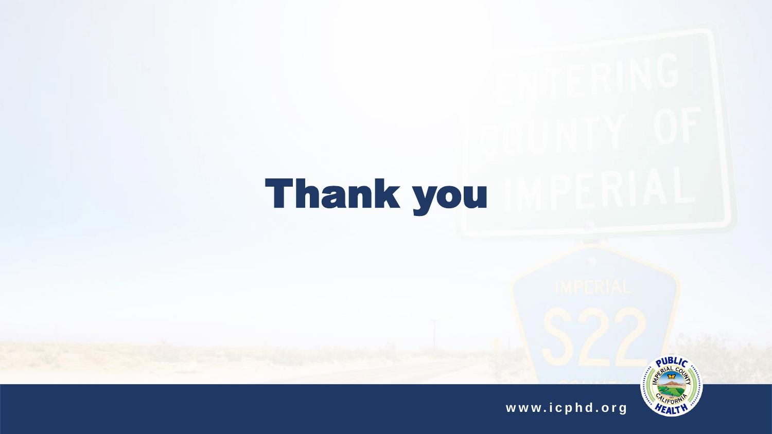# Thank you

www.icphd.org